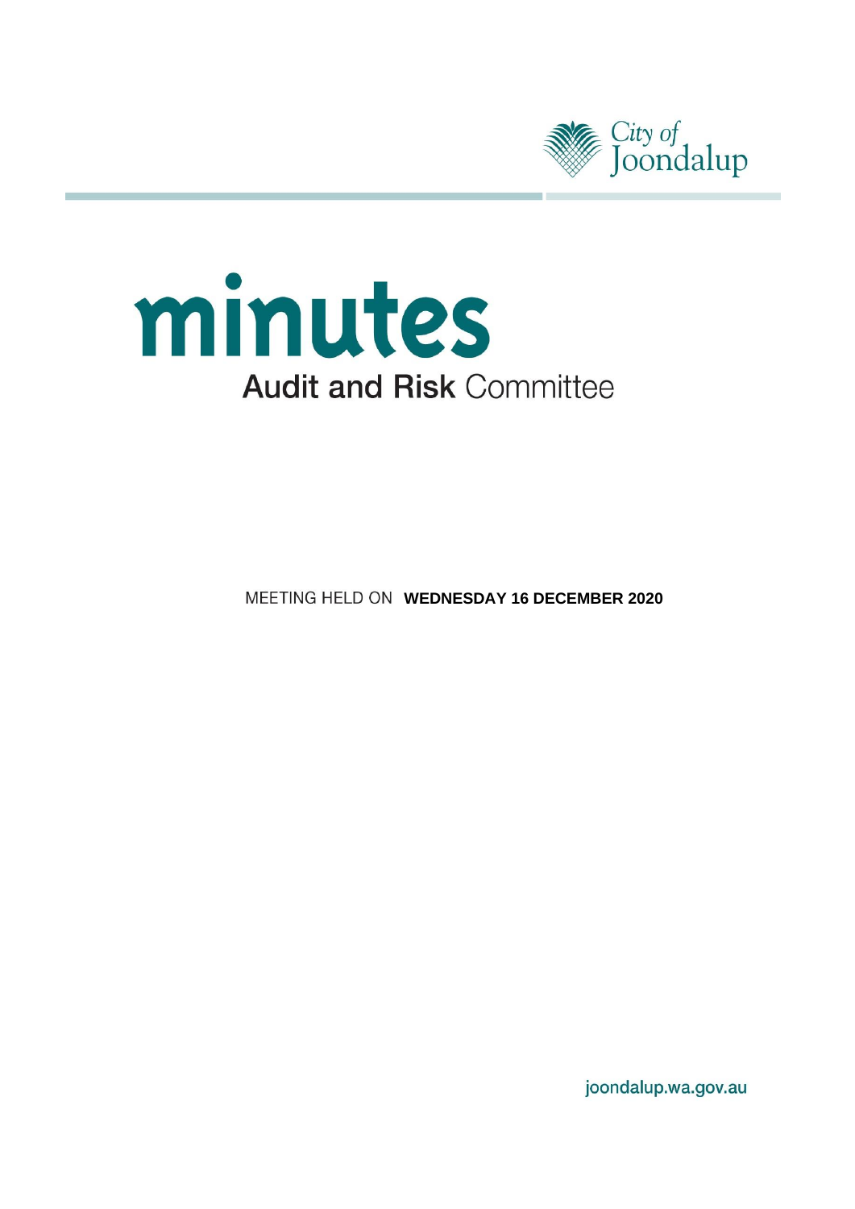City of Joondalup

# minutes

## Audit and Risk Committee

MEETING HELD ON **WEDNESDAY 16 DECEMBER 2020**

joondalup.wa.gov.au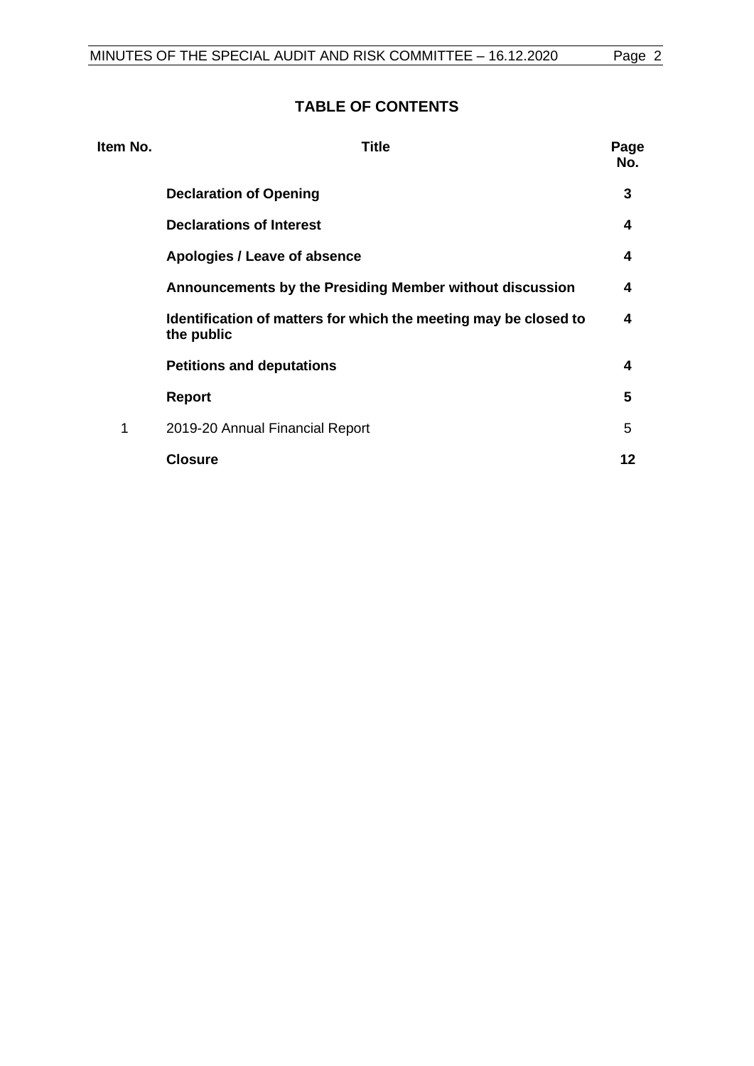## TABLE OF CONTENTS

| Item No. | Title | Page No. |
|---|---|---|
| | **Declaration of Opening** | **3** |
| | **Declarations of Interest** | **4** |
| | **Apologies / Leave of absence** | **4** |
| | **Announcements by the Presiding Member without discussion** | **4** |
| | **Identification of matters for which the meeting may be closed to the public** | **4** |
| | **Petitions and deputations** | **4** |
| | **Report** | **5** |
| 1 | 2019-20 Annual Financial Report | 5 |
| | **Closure** | **12** |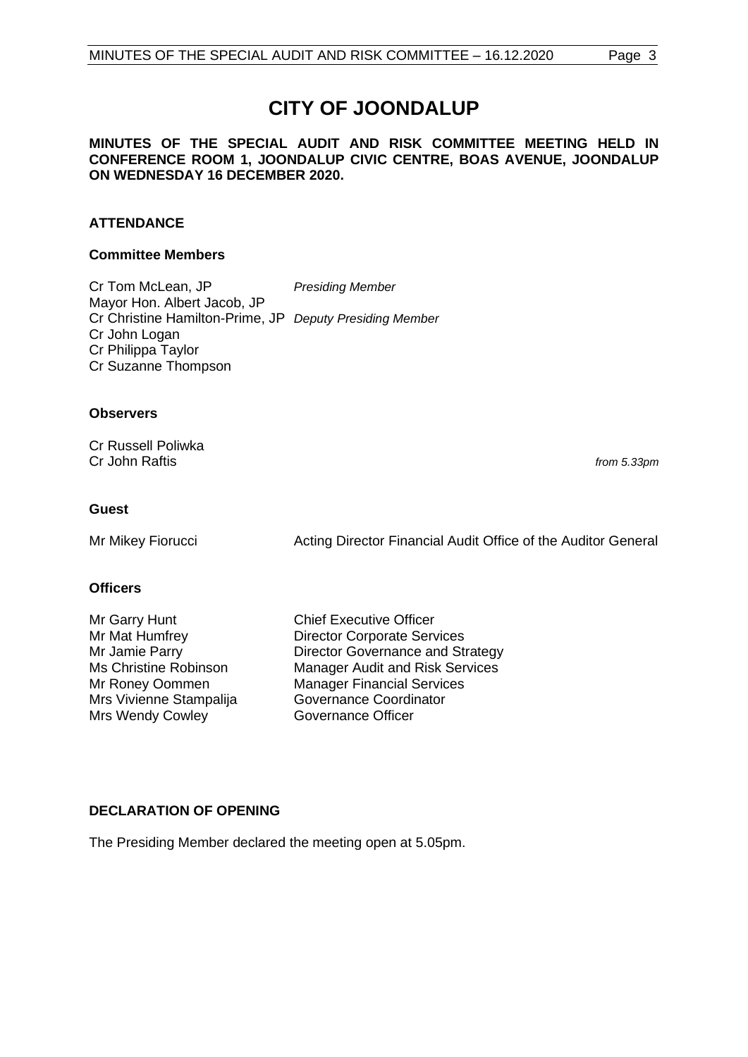# CITY OF JOONDALUP

**MINUTES OF THE SPECIAL AUDIT AND RISK COMMITTEE MEETING HELD IN CONFERENCE ROOM 1, JOONDALUP CIVIC CENTRE, BOAS AVENUE, JOONDALUP ON WEDNESDAY 16 DECEMBER 2020.**

## ATTENDANCE

### Committee Members

| | |
|---|---|
| Cr Tom McLean, JP | *Presiding Member* |
| Mayor Hon. Albert Jacob, JP | |
| Cr Christine Hamilton-Prime, JP | *Deputy Presiding Member* |
| Cr John Logan | |
| Cr Philippa Taylor | |
| Cr Suzanne Thompson | |

### Observers

| | |
|---|---|
| Cr Russell Poliwka | |
| Cr John Raftis | *from 5.33pm* |

### Guest

| | |
|---|---|
| Mr Mikey Fiorucci | Acting Director Financial Audit Office of the Auditor General |

### Officers

| | |
|---|---|
| Mr Garry Hunt | Chief Executive Officer |
| Mr Mat Humfrey | Director Corporate Services |
| Mr Jamie Parry | Director Governance and Strategy |
| Ms Christine Robinson | Manager Audit and Risk Services |
| Mr Roney Oommen | Manager Financial Services |
| Mrs Vivienne Stampalija | Governance Coordinator |
| Mrs Wendy Cowley | Governance Officer |

## DECLARATION OF OPENING

The Presiding Member declared the meeting open at 5.05pm.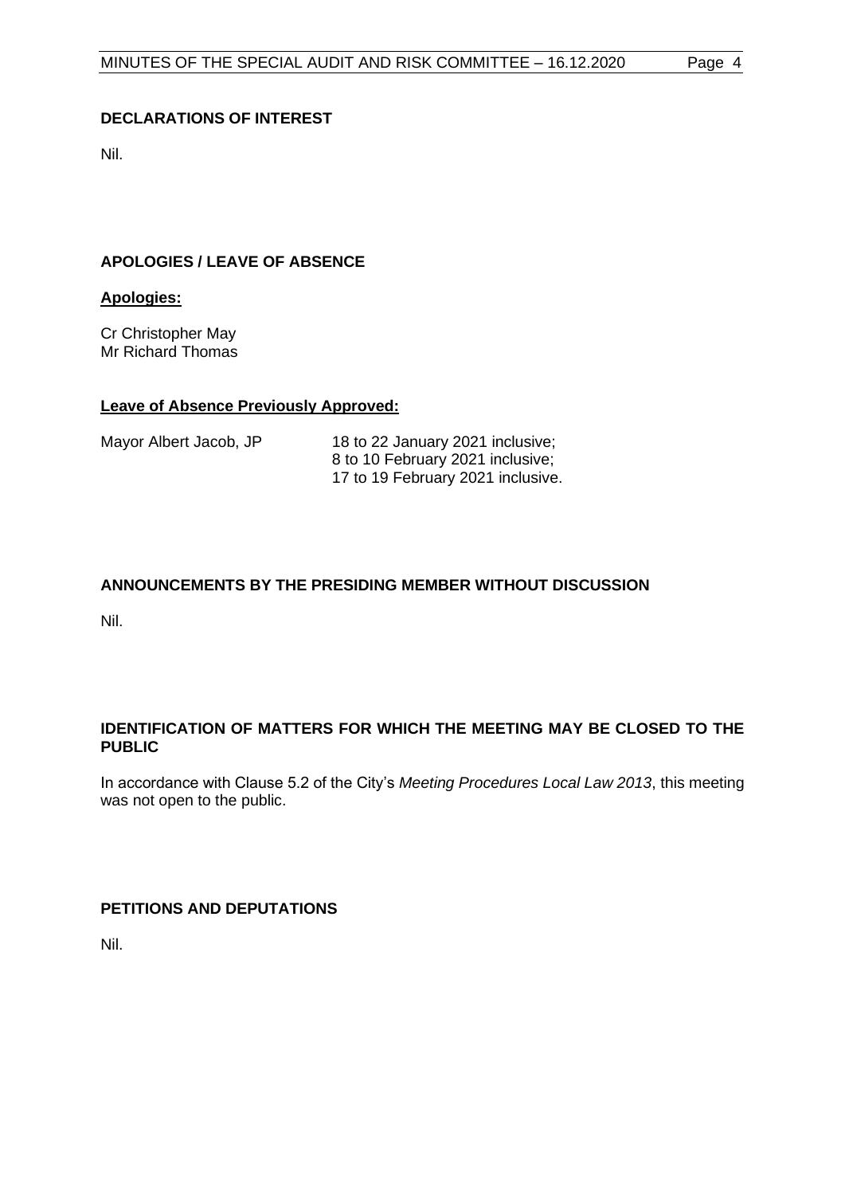## DECLARATIONS OF INTEREST

Nil.

## APOLOGIES / LEAVE OF ABSENCE

### Apologies:

Cr Christopher May
Mr Richard Thomas

### Leave of Absence Previously Approved:

| | |
|---|---|
| Mayor Albert Jacob, JP | 18 to 22 January 2021 inclusive; 8 to 10 February 2021 inclusive; 17 to 19 February 2021 inclusive. |

## ANNOUNCEMENTS BY THE PRESIDING MEMBER WITHOUT DISCUSSION

Nil.

## IDENTIFICATION OF MATTERS FOR WHICH THE MEETING MAY BE CLOSED TO THE PUBLIC

In accordance with Clause 5.2 of the City's *Meeting Procedures Local Law 2013*, this meeting was not open to the public.

## PETITIONS AND DEPUTATIONS

Nil.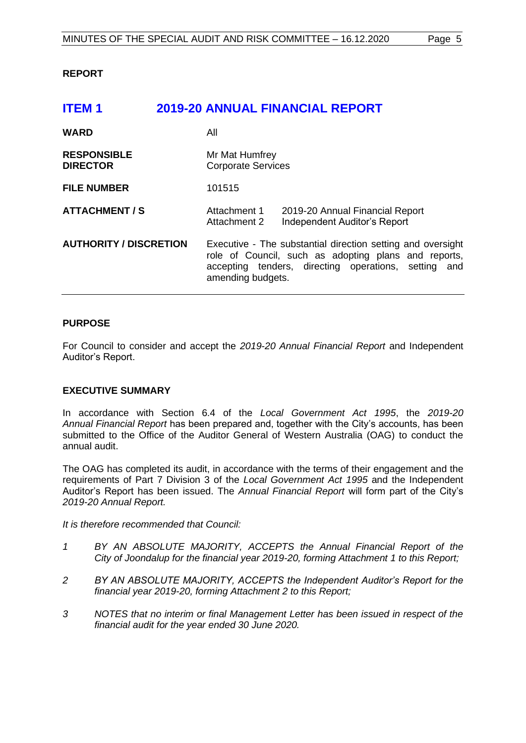**REPORT**

# ITEM 1 2019-20 ANNUAL FINANCIAL REPORT

| | | |
|---|---|---|
| **WARD** | All | |
| **RESPONSIBLE DIRECTOR** | Mr Mat Humfrey<br>Corporate Services | |
| **FILE NUMBER** | 101515 | |
| **ATTACHMENT / S** | Attachment 1<br>Attachment 2 | 2019-20 Annual Financial Report<br>Independent Auditor's Report |
| **AUTHORITY / DISCRETION** | Executive - The substantial direction setting and oversight role of Council, such as adopting plans and reports, accepting tenders, directing operations, setting and amending budgets. | |

**PURPOSE**

For Council to consider and accept the *2019-20 Annual Financial Report* and Independent Auditor's Report.

**EXECUTIVE SUMMARY**

In accordance with Section 6.4 of the *Local Government Act 1995*, the *2019-20 Annual Financial Report* has been prepared and, together with the City's accounts, has been submitted to the Office of the Auditor General of Western Australia (OAG) to conduct the annual audit.

The OAG has completed its audit, in accordance with the terms of their engagement and the requirements of Part 7 Division 3 of the *Local Government Act 1995* and the Independent Auditor's Report has been issued. The *Annual Financial Report* will form part of the City's *2019-20 Annual Report.*

*It is therefore recommended that Council:*

1. *BY AN ABSOLUTE MAJORITY, ACCEPTS the Annual Financial Report of the City of Joondalup for the financial year 2019-20, forming Attachment 1 to this Report;*
2. *BY AN ABSOLUTE MAJORITY, ACCEPTS the Independent Auditor's Report for the financial year 2019-20, forming Attachment 2 to this Report;*
3. *NOTES that no interim or final Management Letter has been issued in respect of the financial audit for the year ended 30 June 2020.*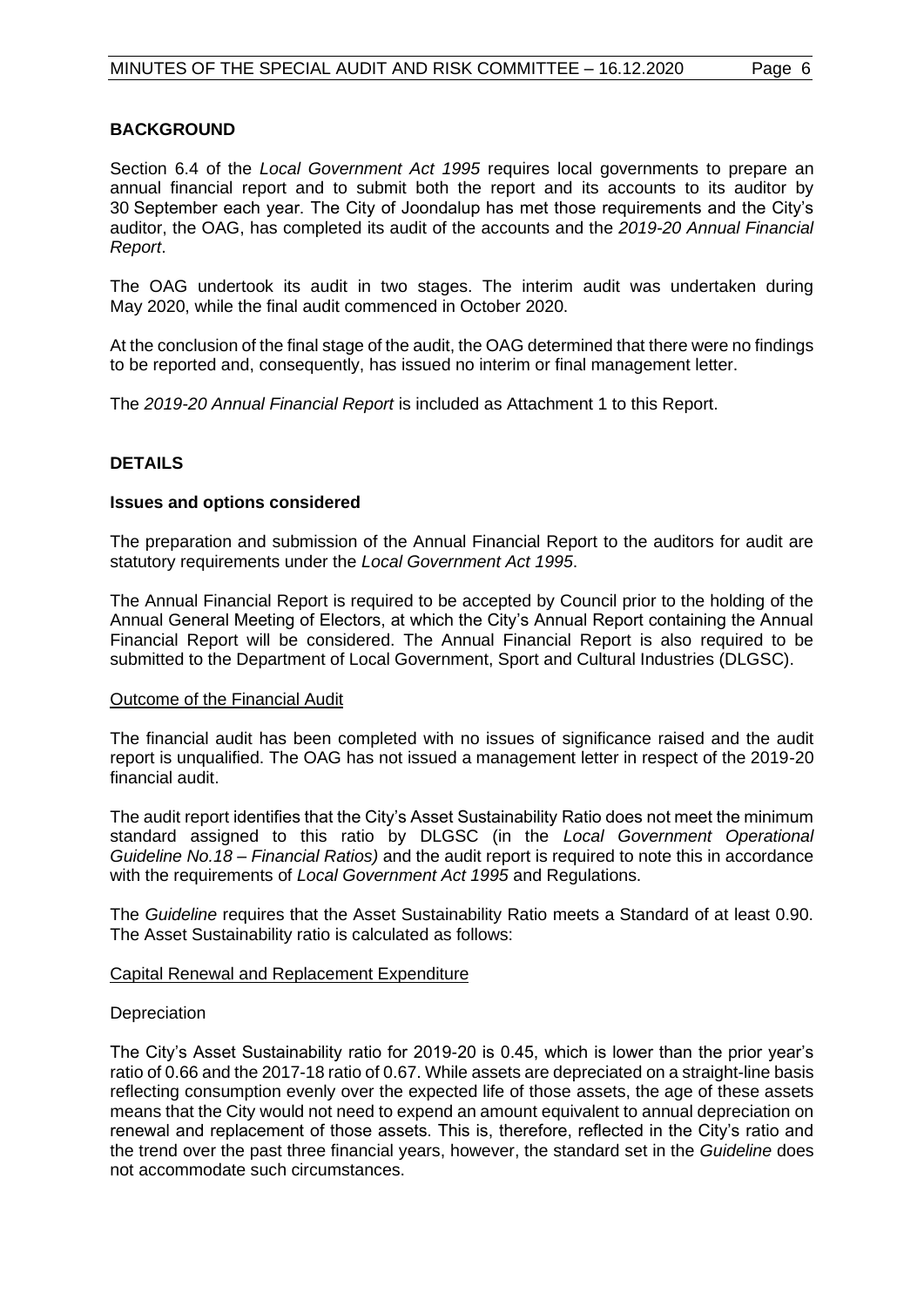## BACKGROUND

Section 6.4 of the *Local Government Act 1995* requires local governments to prepare an annual financial report and to submit both the report and its accounts to its auditor by 30 September each year. The City of Joondalup has met those requirements and the City's auditor, the OAG, has completed its audit of the accounts and the *2019-20 Annual Financial Report*.

The OAG undertook its audit in two stages. The interim audit was undertaken during May 2020, while the final audit commenced in October 2020.

At the conclusion of the final stage of the audit, the OAG determined that there were no findings to be reported and, consequently, has issued no interim or final management letter.

The *2019-20 Annual Financial Report* is included as Attachment 1 to this Report.

## DETAILS

### Issues and options considered

The preparation and submission of the Annual Financial Report to the auditors for audit are statutory requirements under the *Local Government Act 1995*.

The Annual Financial Report is required to be accepted by Council prior to the holding of the Annual General Meeting of Electors, at which the City's Annual Report containing the Annual Financial Report will be considered. The Annual Financial Report is also required to be submitted to the Department of Local Government, Sport and Cultural Industries (DLGSC).

<u>Outcome of the Financial Audit</u>

The financial audit has been completed with no issues of significance raised and the audit report is unqualified. The OAG has not issued a management letter in respect of the 2019-20 financial audit.

The audit report identifies that the City's Asset Sustainability Ratio does not meet the minimum standard assigned to this ratio by DLGSC (in the *Local Government Operational Guideline No.18 – Financial Ratios)* and the audit report is required to note this in accordance with the requirements of *Local Government Act 1995* and Regulations.

The *Guideline* requires that the Asset Sustainability Ratio meets a Standard of at least 0.90. The Asset Sustainability ratio is calculated as follows:

<u>Capital Renewal and Replacement Expenditure</u>

Depreciation

The City's Asset Sustainability ratio for 2019-20 is 0.45, which is lower than the prior year's ratio of 0.66 and the 2017-18 ratio of 0.67. While assets are depreciated on a straight-line basis reflecting consumption evenly over the expected life of those assets, the age of these assets means that the City would not need to expend an amount equivalent to annual depreciation on renewal and replacement of those assets. This is, therefore, reflected in the City's ratio and the trend over the past three financial years, however, the standard set in the *Guideline* does not accommodate such circumstances.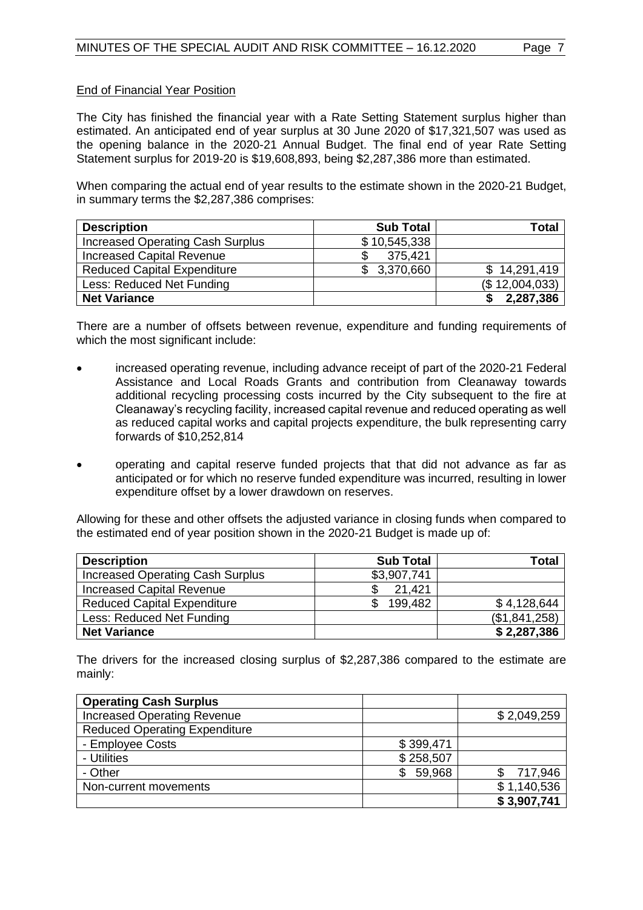End of Financial Year Position

The City has finished the financial year with a Rate Setting Statement surplus higher than estimated. An anticipated end of year surplus at 30 June 2020 of $17,321,507 was used as the opening balance in the 2020-21 Annual Budget. The final end of year Rate Setting Statement surplus for 2019-20 is $19,608,893, being $2,287,386 more than estimated.

When comparing the actual end of year results to the estimate shown in the 2020-21 Budget, in summary terms the $2,287,386 comprises:

| Description | Sub Total | Total |
|---|---|---|
| Increased Operating Cash Surplus | $ 10,545,338 | |
| Increased Capital Revenue | $ 375,421 | |
| Reduced Capital Expenditure | $ 3,370,660 | $ 14,291,419 |
| Less: Reduced Net Funding | | ($ 12,004,033) |
| **Net Variance** | | **$ 2,287,386** |

There are a number of offsets between revenue, expenditure and funding requirements of which the most significant include:

- increased operating revenue, including advance receipt of part of the 2020-21 Federal Assistance and Local Roads Grants and contribution from Cleanaway towards additional recycling processing costs incurred by the City subsequent to the fire at Cleanaway's recycling facility, increased capital revenue and reduced operating as well as reduced capital works and capital projects expenditure, the bulk representing carry forwards of $10,252,814
- operating and capital reserve funded projects that that did not advance as far as anticipated or for which no reserve funded expenditure was incurred, resulting in lower expenditure offset by a lower drawdown on reserves.

Allowing for these and other offsets the adjusted variance in closing funds when compared to the estimated end of year position shown in the 2020-21 Budget is made up of:

| Description | Sub Total | Total |
|---|---|---|
| Increased Operating Cash Surplus | $3,907,741 | |
| Increased Capital Revenue | $ 21,421 | |
| Reduced Capital Expenditure | $ 199,482 | $ 4,128,644 |
| Less: Reduced Net Funding | | ($1,841,258) |
| **Net Variance** | | **$ 2,287,386** |

The drivers for the increased closing surplus of $2,287,386 compared to the estimate are mainly:

| **Operating Cash Surplus** | | |
|---|---|---|
| Increased Operating Revenue | | $ 2,049,259 |
| Reduced Operating Expenditure | | |
| - Employee Costs | $ 399,471 | |
| - Utilities | $ 258,507 | |
| - Other | $ 59,968 | $ 717,946 |
| Non-current movements | | $ 1,140,536 |
| | | **$ 3,907,741** |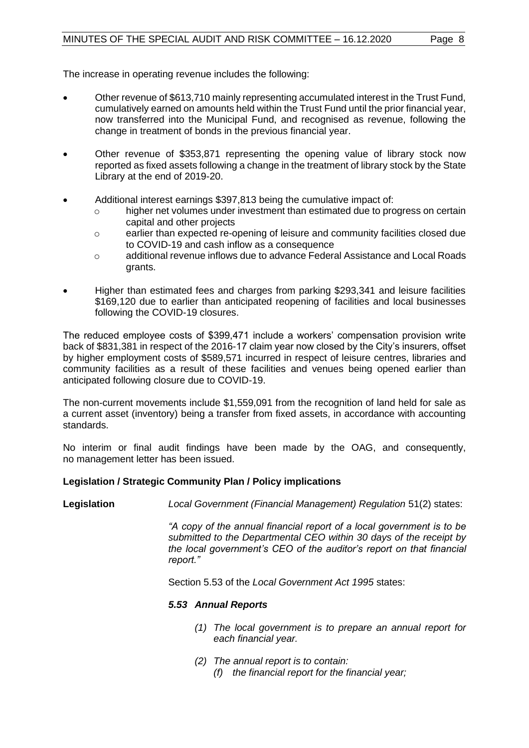The increase in operating revenue includes the following:

- Other revenue of $613,710 mainly representing accumulated interest in the Trust Fund, cumulatively earned on amounts held within the Trust Fund until the prior financial year, now transferred into the Municipal Fund, and recognised as revenue, following the change in treatment of bonds in the previous financial year.

- Other revenue of $353,871 representing the opening value of library stock now reported as fixed assets following a change in the treatment of library stock by the State Library at the end of 2019-20.

- Additional interest earnings $397,813 being the cumulative impact of:
  - higher net volumes under investment than estimated due to progress on certain capital and other projects
  - earlier than expected re-opening of leisure and community facilities closed due to COVID-19 and cash inflow as a consequence
  - additional revenue inflows due to advance Federal Assistance and Local Roads grants.

- Higher than estimated fees and charges from parking $293,341 and leisure facilities $169,120 due to earlier than anticipated reopening of facilities and local businesses following the COVID-19 closures.

The reduced employee costs of $399,471 include a workers' compensation provision write back of $831,381 in respect of the 2016-17 claim year now closed by the City's insurers, offset by higher employment costs of $589,571 incurred in respect of leisure centres, libraries and community facilities as a result of these facilities and venues being opened earlier than anticipated following closure due to COVID-19.

The non-current movements include $1,559,091 from the recognition of land held for sale as a current asset (inventory) being a transfer from fixed assets, in accordance with accounting standards.

No interim or final audit findings have been made by the OAG, and consequently, no management letter has been issued.

### Legislation / Strategic Community Plan / Policy implications

**Legislation** *Local Government (Financial Management) Regulation* 51(2) states:

*"A copy of the annual financial report of a local government is to be submitted to the Departmental CEO within 30 days of the receipt by the local government's CEO of the auditor's report on that financial report."*

Section 5.53 of the *Local Government Act 1995* states:

***5.53 Annual Reports***

*(1) The local government is to prepare an annual report for each financial year.*

*(2) The annual report is to contain:*
*(f) the financial report for the financial year;*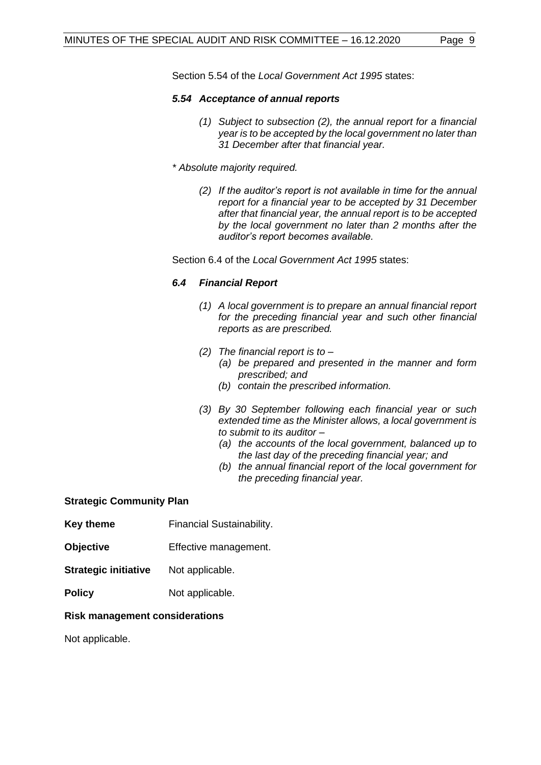Section 5.54 of the *Local Government Act 1995* states:

***5.54 Acceptance of annual reports***

> *(1) Subject to subsection (2), the annual report for a financial year is to be accepted by the local government no later than 31 December after that financial year.*

*\* Absolute majority required.*

> *(2) If the auditor's report is not available in time for the annual report for a financial year to be accepted by 31 December after that financial year, the annual report is to be accepted by the local government no later than 2 months after the auditor's report becomes available.*

Section 6.4 of the *Local Government Act 1995* states:

***6.4 Financial Report***

> *(1) A local government is to prepare an annual financial report for the preceding financial year and such other financial reports as are prescribed.*
>
> *(2) The financial report is to –*
> *(a) be prepared and presented in the manner and form prescribed; and*
> *(b) contain the prescribed information.*
>
> *(3) By 30 September following each financial year or such extended time as the Minister allows, a local government is to submit to its auditor –*
> *(a) the accounts of the local government, balanced up to the last day of the preceding financial year; and*
> *(b) the annual financial report of the local government for the preceding financial year.*

**Strategic Community Plan**

**Key theme** Financial Sustainability.

**Objective** Effective management.

**Strategic initiative** Not applicable.

**Policy** Not applicable.

**Risk management considerations**

Not applicable.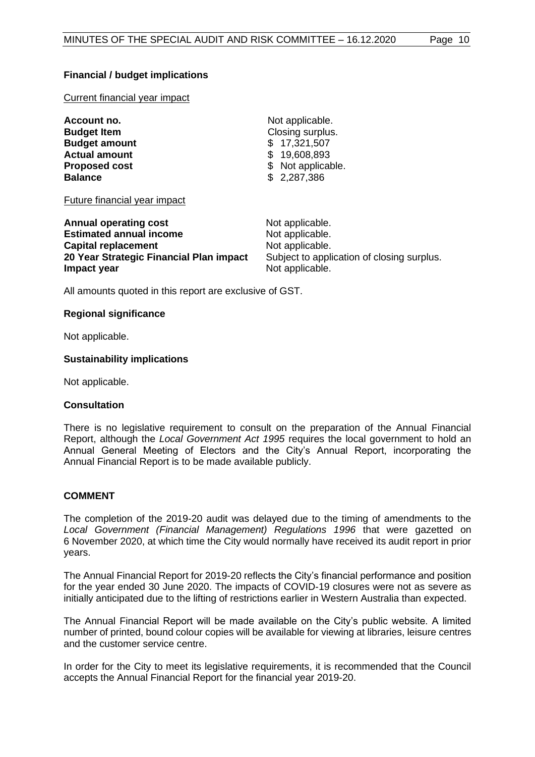**Financial / budget implications**

Current financial year impact

| | |
|---|---|
| **Account no.** | Not applicable. |
| **Budget Item** | Closing surplus. |
| **Budget amount** | $ 17,321,507 |
| **Actual amount** | $ 19,608,893 |
| **Proposed cost** | $ Not applicable. |
| **Balance** | $ 2,287,386 |

Future financial year impact

| | |
|---|---|
| **Annual operating cost** | Not applicable. |
| **Estimated annual income** | Not applicable. |
| **Capital replacement** | Not applicable. |
| **20 Year Strategic Financial Plan impact** | Subject to application of closing surplus. |
| **Impact year** | Not applicable. |

All amounts quoted in this report are exclusive of GST.

**Regional significance**

Not applicable.

**Sustainability implications**

Not applicable.

**Consultation**

There is no legislative requirement to consult on the preparation of the Annual Financial Report, although the *Local Government Act 1995* requires the local government to hold an Annual General Meeting of Electors and the City's Annual Report, incorporating the Annual Financial Report is to be made available publicly.

**COMMENT**

The completion of the 2019-20 audit was delayed due to the timing of amendments to the *Local Government (Financial Management) Regulations 1996* that were gazetted on 6 November 2020, at which time the City would normally have received its audit report in prior years.

The Annual Financial Report for 2019-20 reflects the City's financial performance and position for the year ended 30 June 2020. The impacts of COVID-19 closures were not as severe as initially anticipated due to the lifting of restrictions earlier in Western Australia than expected.

The Annual Financial Report will be made available on the City's public website. A limited number of printed, bound colour copies will be available for viewing at libraries, leisure centres and the customer service centre.

In order for the City to meet its legislative requirements, it is recommended that the Council accepts the Annual Financial Report for the financial year 2019-20.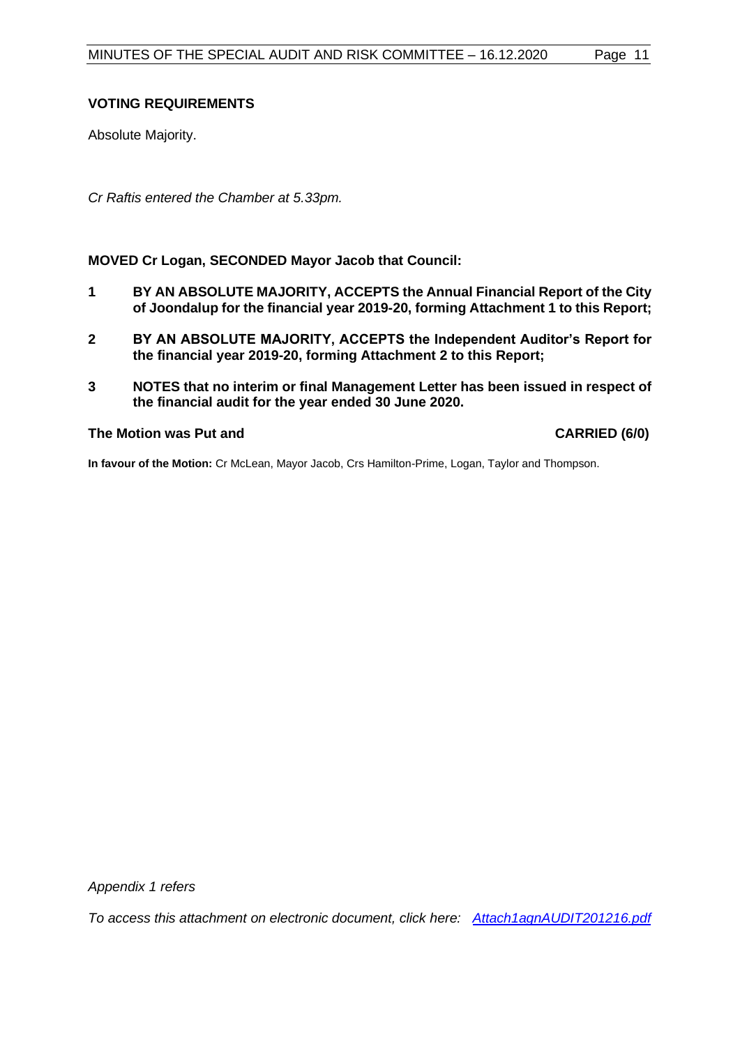### VOTING REQUIREMENTS

Absolute Majority.

*Cr Raftis entered the Chamber at 5.33pm.*

**MOVED Cr Logan, SECONDED Mayor Jacob that Council:**

1. **BY AN ABSOLUTE MAJORITY, ACCEPTS the Annual Financial Report of the City of Joondalup for the financial year 2019-20, forming Attachment 1 to this Report;**
2. **BY AN ABSOLUTE MAJORITY, ACCEPTS the Independent Auditor's Report for the financial year 2019-20, forming Attachment 2 to this Report;**
3. **NOTES that no interim or final Management Letter has been issued in respect of the financial audit for the year ended 30 June 2020.**

**The Motion was Put and CARRIED (6/0)**

**In favour of the Motion:** Cr McLean, Mayor Jacob, Crs Hamilton-Prime, Logan, Taylor and Thompson.

*Appendix 1 refers*

*To access this attachment on electronic document, click here: Attach1agnAUDIT201216.pdf*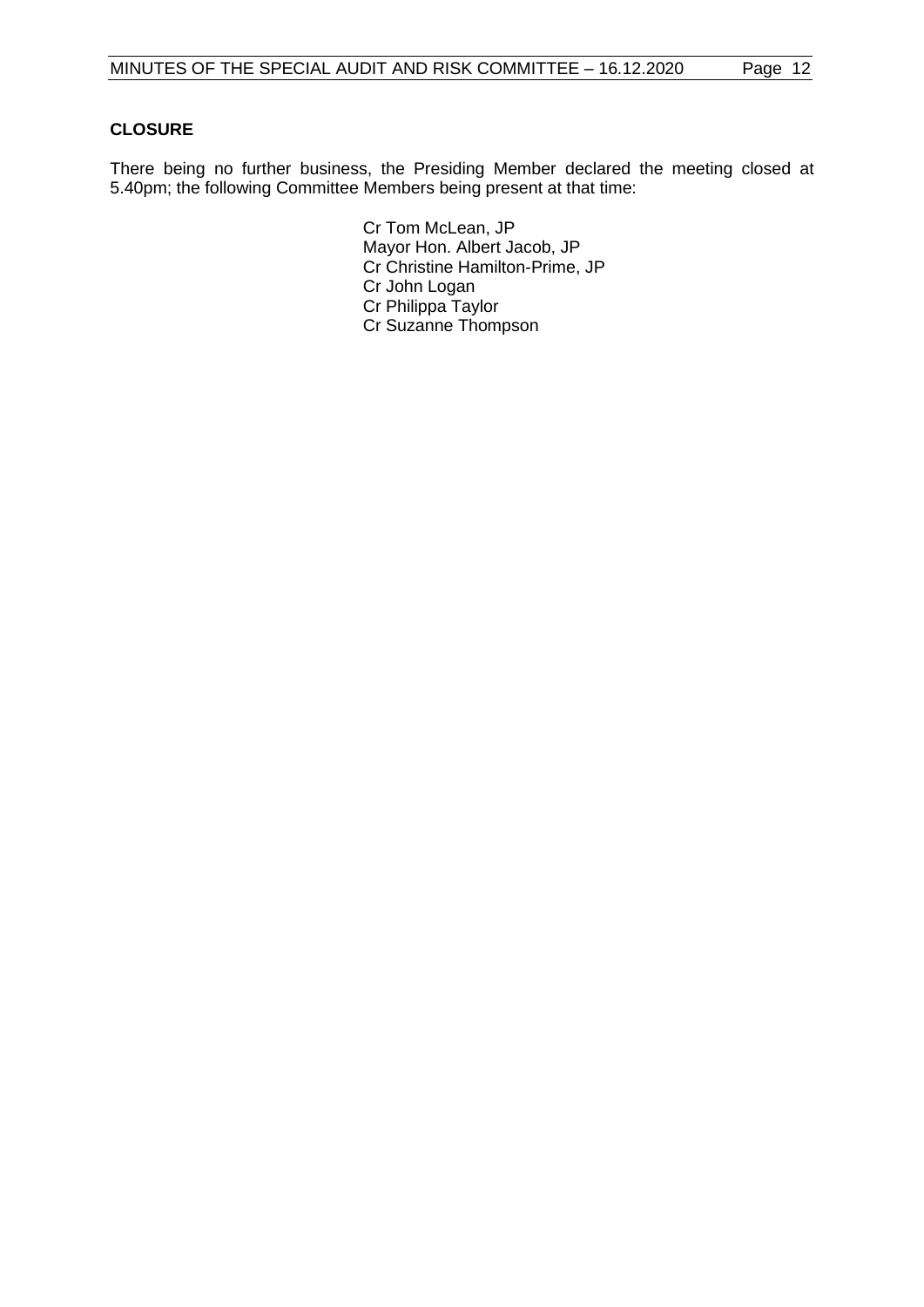**CLOSURE**

There being no further business, the Presiding Member declared the meeting closed at 5.40pm; the following Committee Members being present at that time:

Cr Tom McLean, JP
Mayor Hon. Albert Jacob, JP
Cr Christine Hamilton-Prime, JP
Cr John Logan
Cr Philippa Taylor
Cr Suzanne Thompson